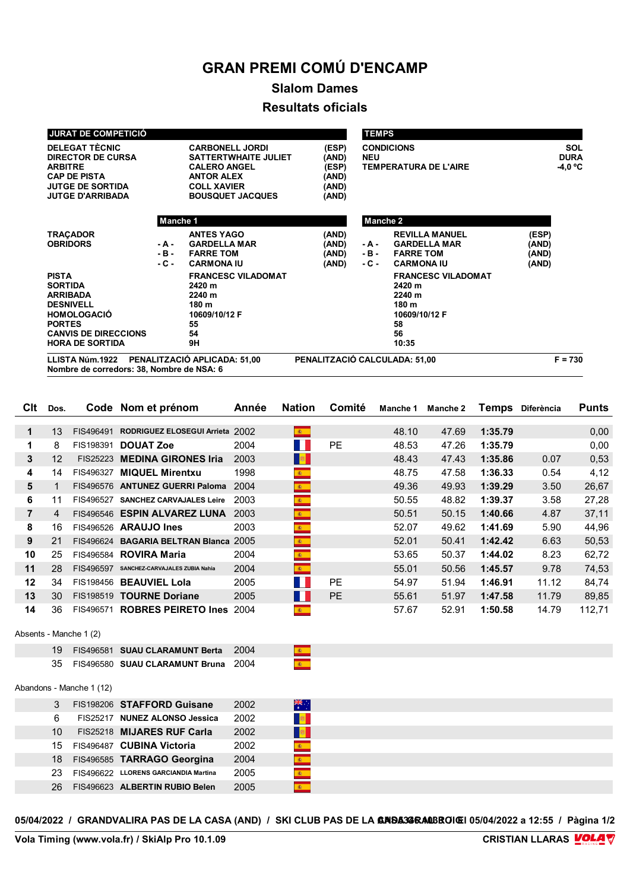# GRAN PREMI COMÚ D'ENCAMP

## Slalom Dames

## Resultats oficials

| JURAT DE COMPETICIÓ | | |
|---|---|---|
| DELEGAT TÈCNIC | CARBONELL JORDI | (ESP) |
| DIRECTOR DE CURSA | SATTERTWHAITE JULIET | (AND) |
| ARBITRE | CALERO ANGEL | (ESP) |
| CAP DE PISTA | ANTOR ALEX | (AND) |
| JUTGE DE SORTIDA | COLL XAVIER | (AND) |
| JUTGE D'ARRIBADA | BOUSQUET JACQUES | (AND) |

| TEMPS | |
|---|---|
| CONDICIONS | SOL |
| NEU | DURA |
| TEMPERATURA DE L'AIRE | -4,0 °C |

| | Manche 1 | | Manche 2 | |
|---|---|---|---|---|
| TRAÇADOR | ANTES YAGO | (AND) | REVILLA MANUEL | (ESP) |
| OBRIDORS | - A - GARDELLA MAR | (AND) | - A - GARDELLA MAR | (AND) |
| | - B - FARRE TOM | (AND) | - B - FARRE TOM | (AND) |
| | - C - CARMONA IU | (AND) | - C - CARMONA IU | (AND) |
| PISTA | FRANCESC VILADOMAT | | FRANCESC VILADOMAT | |
| SORTIDA | 2420 m | | 2420 m | |
| ARRIBADA | 2240 m | | 2240 m | |
| DESNIVELL | 180 m | | 180 m | |
| HOMOLOGACIÓ | 10609/10/12 F | | 10609/10/12 F | |
| PORTES | 55 | | 58 | |
| CANVIS DE DIRECCIONS | 54 | | 56 | |
| HORA DE SORTIDA | 9H | | 10:35 | |

LLISTA Núm.1922 PENALITZACIÓ APLICADA: 51,00 — PENALITZACIÓ CALCULADA: 51,00 — F = 730

Nombre de corredors: 38, Nombre de NSA: 6

| Clt | Dos. | Code | Nom et prénom | Année | Nation | Comité | Manche 1 | Manche 2 | Temps | Diferència | Punts |
|---|---|---|---|---|---|---|---|---|---|---|---|
| 1 | 13 | FIS496491 | RODRIGUEZ ELOSEGUI Arrieta | 2002 | ESP | | 48.10 | 47.69 | 1:35.79 | | 0,00 |
| 1 | 8 | FIS198391 | DOUAT Zoe | 2004 | FRA | PE | 48.53 | 47.26 | 1:35.79 | | 0,00 |
| 3 | 12 | FIS25223 | MEDINA GIRONES Iria | 2003 | AND | | 48.43 | 47.43 | 1:35.86 | 0.07 | 0,53 |
| 4 | 14 | FIS496327 | MIQUEL Mirentxu | 1998 | ESP | | 48.75 | 47.58 | 1:36.33 | 0.54 | 4,12 |
| 5 | 1 | FIS496576 | ANTUNEZ GUERRI Paloma | 2004 | ESP | | 49.36 | 49.93 | 1:39.29 | 3.50 | 26,67 |
| 6 | 11 | FIS496527 | SANCHEZ CARVAJALES Leire | 2003 | ESP | | 50.55 | 48.82 | 1:39.37 | 3.58 | 27,28 |
| 7 | 4 | FIS496546 | ESPIN ALVAREZ LUNA | 2003 | ESP | | 50.51 | 50.15 | 1:40.66 | 4.87 | 37,11 |
| 8 | 16 | FIS496526 | ARAUJO Ines | 2003 | ESP | | 52.07 | 49.62 | 1:41.69 | 5.90 | 44,96 |
| 9 | 21 | FIS496624 | BAGARIA BELTRAN Blanca | 2005 | ESP | | 52.01 | 50.41 | 1:42.42 | 6.63 | 50,53 |
| 10 | 25 | FIS496584 | ROVIRA Maria | 2004 | ESP | | 53.65 | 50.37 | 1:44.02 | 8.23 | 62,72 |
| 11 | 28 | FIS496597 | SANCHEZ-CARVAJALES ZUBIA Nahia | 2004 | ESP | | 55.01 | 50.56 | 1:45.57 | 9.78 | 74,53 |
| 12 | 34 | FIS198456 | BEAUVIEL Lola | 2005 | FRA | PE | 54.97 | 51.94 | 1:46.91 | 11.12 | 84,74 |
| 13 | 30 | FIS198519 | TOURNE Doriane | 2005 | FRA | PE | 55.61 | 51.97 | 1:47.58 | 11.79 | 89,85 |
| 14 | 36 | FIS496571 | ROBRES PEIRETO Ines | 2004 | ESP | | 57.67 | 52.91 | 1:50.58 | 14.79 | 112,71 |

Absents - Manche 1 (2)

| Dos. | Code | Nom et prénom | Année | Nation |
|---|---|---|---|---|
| 19 | FIS496581 | SUAU CLARAMUNT Berta | 2004 | ESP |
| 35 | FIS496580 | SUAU CLARAMUNT Bruna | 2004 | ESP |

Abandons - Manche 1 (12)

| Dos. | Code | Nom et prénom | Année | Nation |
|---|---|---|---|---|
| 3 | FIS198206 | STAFFORD Guisane | 2002 | AUS |
| 6 | FIS25217 | NUNEZ ALONSO Jessica | 2002 | AND |
| 10 | FIS25218 | MIJARES RUF Carla | 2002 | AND |
| 15 | FIS496487 | CUBINA Victoria | 2002 | ESP |
| 18 | FIS496585 | TARRAGO Georgina | 2004 | ESP |
| 23 | FIS496622 | LLORENS GARCIANDIA Martina | 2005 | ESP |
| 26 | FIS496623 | ALBERTIN RUBIO Belen | 2005 | ESP |

05/04/2022 / GRANDVALIRA PAS DE LA CASA (AND) / SKI CLUB PAS DE LA CASA GRAU ROIG / 05/04/2022 a 12:55

Vola Timing (www.vola.fr) / SkiAlp Pro 10.1.09 — CRISTIAN LLARAS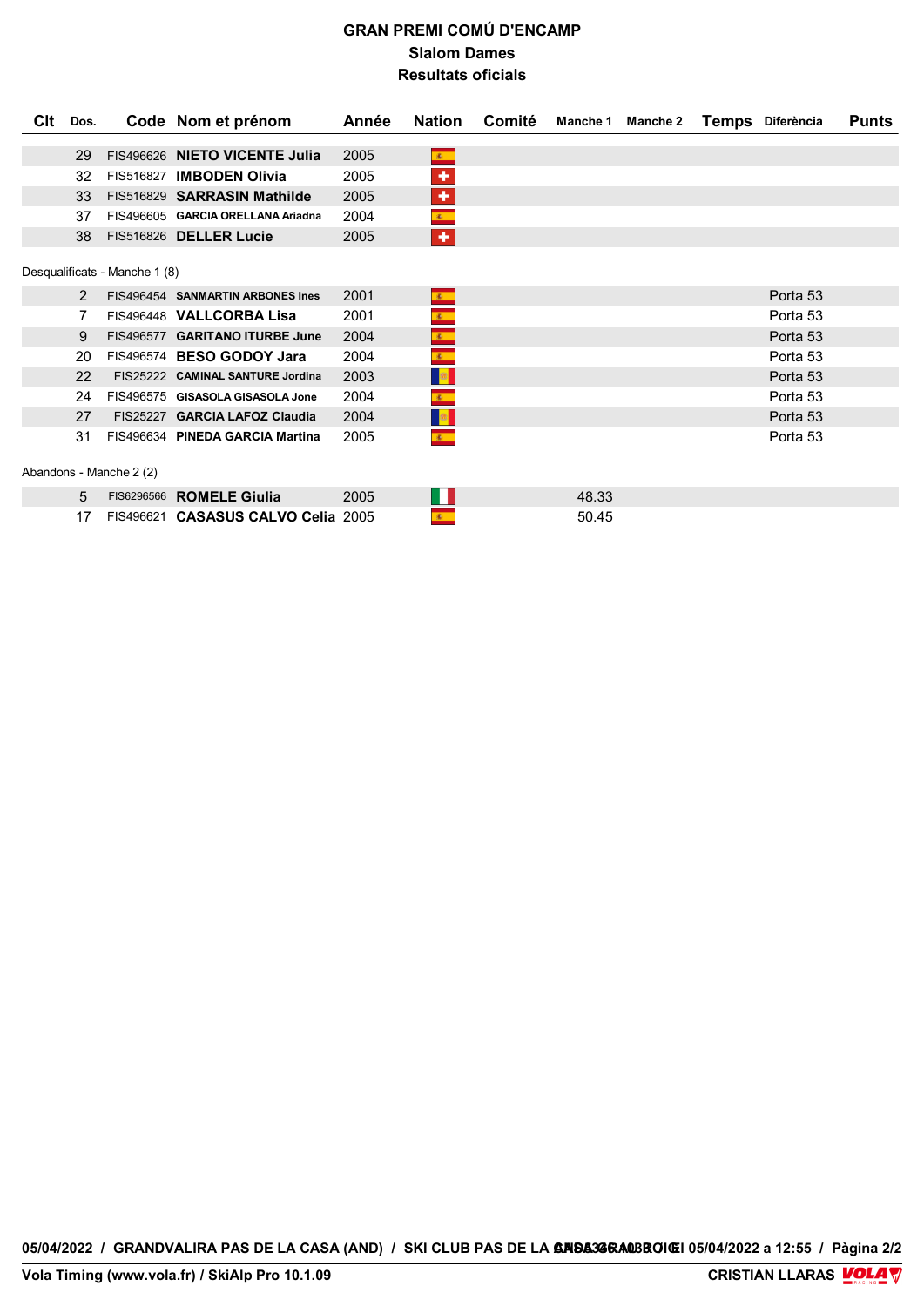# GRAN PREMI COMÚ D'ENCAMP
## Slalom Dames
## Resultats oficials

| Clt | Dos. | Code | Nom et prénom | Année | Nation | Comité | Manche 1 | Manche 2 | Temps | Diferència | Punts |
|---|---|---|---|---|---|---|---|---|---|---|---|
| | 29 | FIS496626 | **NIETO VICENTE Julia** | 2005 | | | | | | | |
| | 32 | FIS516827 | **IMBODEN Olivia** | 2005 | | | | | | | |
| | 33 | FIS516829 | **SARRASIN Mathilde** | 2005 | | | | | | | |
| | 37 | FIS496605 | **GARCIA ORELLANA Ariadna** | 2004 | | | | | | | |
| | 38 | FIS516826 | **DELLER Lucie** | 2005 | | | | | | | |

Desqualificats - Manche 1 (8)

| Clt | Dos. | Code | Nom et prénom | Année | Nation | Comité | Manche 1 | Manche 2 | Temps | Diferència | Punts |
|---|---|---|---|---|---|---|---|---|---|---|---|
| | 2 | FIS496454 | **SANMARTIN ARBONES Ines** | 2001 | | | | | | Porta 53 | |
| | 7 | FIS496448 | **VALLCORBA Lisa** | 2001 | | | | | | Porta 53 | |
| | 9 | FIS496577 | **GARITANO ITURBE June** | 2004 | | | | | | Porta 53 | |
| | 20 | FIS496574 | **BESO GODOY Jara** | 2004 | | | | | | Porta 53 | |
| | 22 | FIS25222 | **CAMINAL SANTURE Jordina** | 2003 | | | | | | Porta 53 | |
| | 24 | FIS496575 | **GISASOLA GISASOLA Jone** | 2004 | | | | | | Porta 53 | |
| | 27 | FIS25227 | **GARCIA LAFOZ Claudia** | 2004 | | | | | | Porta 53 | |
| | 31 | FIS496634 | **PINEDA GARCIA Martina** | 2005 | | | | | | Porta 53 | |

Abandons - Manche 2 (2)

| Clt | Dos. | Code | Nom et prénom | Année | Nation | Comité | Manche 1 | Manche 2 | Temps | Diferència | Punts |
|---|---|---|---|---|---|---|---|---|---|---|---|
| | 5 | FIS6296566 | **ROMELE Giulia** | 2005 | | | 48.33 | | | | |
| | 17 | FIS496621 | **CASASUS CALVO Celia** | 2005 | | | 50.45 | | | | |

05/04/2022 / GRANDVALIRA PAS DE LA CASA (AND) / SKI CLUB PAS DE LA CASA GRANDVALIRA / 05/04/2022 a 12:55

Vola Timing (www.vola.fr) / SkiAlp Pro 10.1.09 — CRISTIAN LLARAS